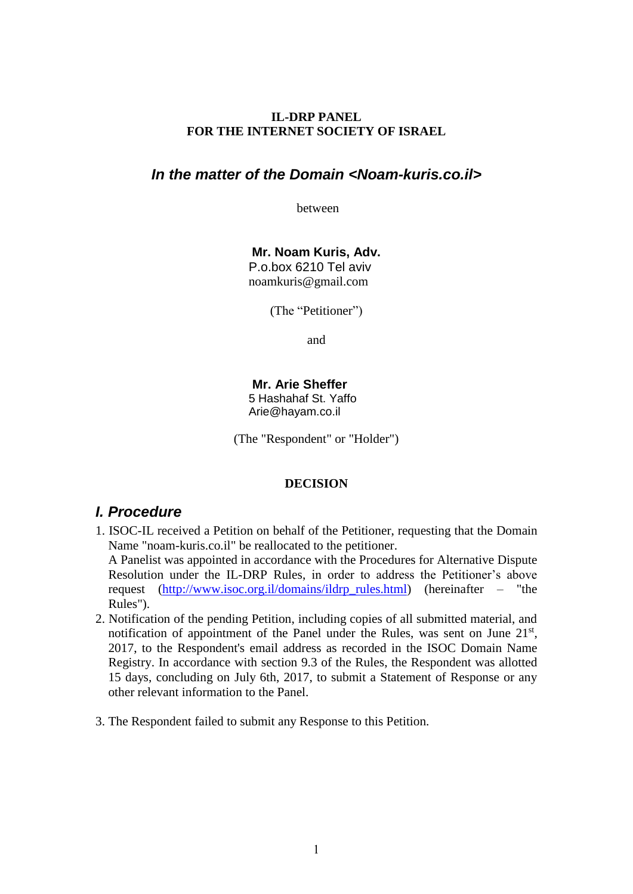**IL-DRP PANEL**
**FOR THE INTERNET SOCIETY OF ISRAEL**

## *In the matter of the Domain <Noam-kuris.co.il>*

between

**Mr. Noam Kuris, Adv.**
P.o.box 6210 Tel aviv
noamkuris@gmail.com

(The "Petitioner")

and

**Mr. Arie Sheffer**
5 Hashahaf St. Yaffo
Arie@hayam.co.il

(The "Respondent" or "Holder")

**DECISION**

## *I. Procedure*

1. ISOC-IL received a Petition on behalf of the Petitioner, requesting that the Domain Name "noam-kuris.co.il" be reallocated to the petitioner.
   A Panelist was appointed in accordance with the Procedures for Alternative Dispute Resolution under the IL-DRP Rules, in order to address the Petitioner's above request ([http://www.isoc.org.il/domains/ildrp_rules.html](http://www.isoc.org.il/domains/ildrp_rules.html)) (hereinafter – "the Rules").
2. Notification of the pending Petition, including copies of all submitted material, and notification of appointment of the Panel under the Rules, was sent on June 21st, 2017, to the Respondent's email address as recorded in the ISOC Domain Name Registry. In accordance with section 9.3 of the Rules, the Respondent was allotted 15 days, concluding on July 6th, 2017, to submit a Statement of Response or any other relevant information to the Panel.
3. The Respondent failed to submit any Response to this Petition.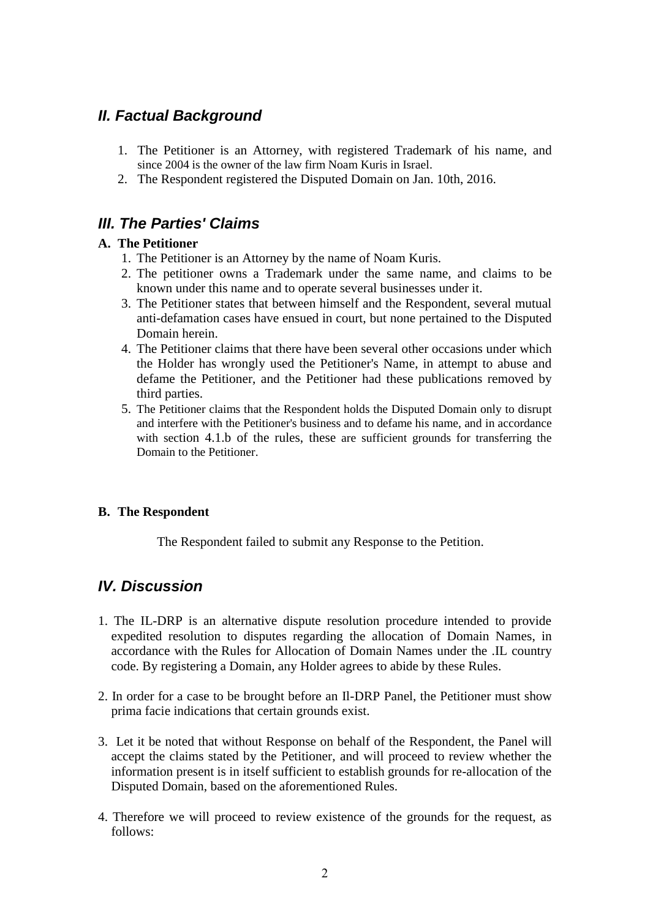## *II. Factual Background*

1. The Petitioner is an Attorney, with registered Trademark of his name, and since 2004 is the owner of the law firm Noam Kuris in Israel.
2. The Respondent registered the Disputed Domain on Jan. 10th, 2016.

## *III. The Parties' Claims*

**A. The Petitioner**

1. The Petitioner is an Attorney by the name of Noam Kuris.
2. The petitioner owns a Trademark under the same name, and claims to be known under this name and to operate several businesses under it.
3. The Petitioner states that between himself and the Respondent, several mutual anti-defamation cases have ensued in court, but none pertained to the Disputed Domain herein.
4. The Petitioner claims that there have been several other occasions under which the Holder has wrongly used the Petitioner's Name, in attempt to abuse and defame the Petitioner, and the Petitioner had these publications removed by third parties.
5. The Petitioner claims that the Respondent holds the Disputed Domain only to disrupt and interfere with the Petitioner's business and to defame his name, and in accordance with section 4.1.b of the rules, these are sufficient grounds for transferring the Domain to the Petitioner.

**B. The Respondent**

The Respondent failed to submit any Response to the Petition.

## *IV. Discussion*

1. The IL-DRP is an alternative dispute resolution procedure intended to provide expedited resolution to disputes regarding the allocation of Domain Names, in accordance with the Rules for Allocation of Domain Names under the .IL country code. By registering a Domain, any Holder agrees to abide by these Rules.

2. In order for a case to be brought before an Il-DRP Panel, the Petitioner must show prima facie indications that certain grounds exist.

3. Let it be noted that without Response on behalf of the Respondent, the Panel will accept the claims stated by the Petitioner, and will proceed to review whether the information present is in itself sufficient to establish grounds for re-allocation of the Disputed Domain, based on the aforementioned Rules.

4. Therefore we will proceed to review existence of the grounds for the request, as follows: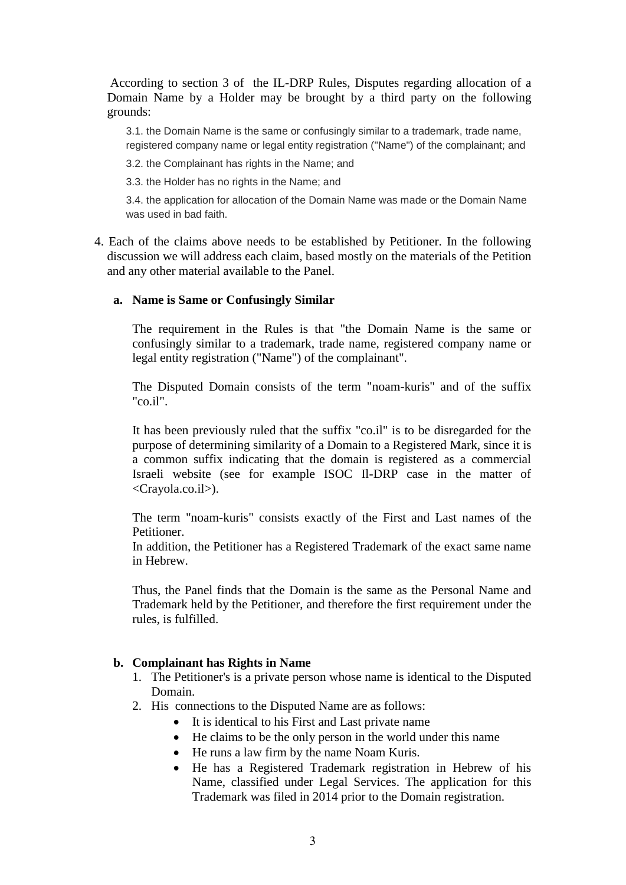According to section 3 of the IL-DRP Rules, Disputes regarding allocation of a Domain Name by a Holder may be brought by a third party on the following grounds:

> 3.1. the Domain Name is the same or confusingly similar to a trademark, trade name, registered company name or legal entity registration ("Name") of the complainant; and
>
> 3.2. the Complainant has rights in the Name; and
>
> 3.3. the Holder has no rights in the Name; and
>
> 3.4. the application for allocation of the Domain Name was made or the Domain Name was used in bad faith.

4. Each of the claims above needs to be established by Petitioner. In the following discussion we will address each claim, based mostly on the materials of the Petition and any other material available to the Panel.

   **a. Name is Same or Confusingly Similar**

   The requirement in the Rules is that "the Domain Name is the same or confusingly similar to a trademark, trade name, registered company name or legal entity registration ("Name") of the complainant".

   The Disputed Domain consists of the term "noam-kuris" and of the suffix "co.il".

   It has been previously ruled that the suffix "co.il" is to be disregarded for the purpose of determining similarity of a Domain to a Registered Mark, since it is a common suffix indicating that the domain is registered as a commercial Israeli website (see for example ISOC Il-DRP case in the matter of <Crayola.co.il>).

   The term "noam-kuris" consists exactly of the First and Last names of the Petitioner.
   In addition, the Petitioner has a Registered Trademark of the exact same name in Hebrew.

   Thus, the Panel finds that the Domain is the same as the Personal Name and Trademark held by the Petitioner, and therefore the first requirement under the rules, is fulfilled.

   **b. Complainant has Rights in Name**

   1. The Petitioner's is a private person whose name is identical to the Disputed Domain.
   2. His connections to the Disputed Name are as follows:
      - It is identical to his First and Last private name
      - He claims to be the only person in the world under this name
      - He runs a law firm by the name Noam Kuris.
      - He has a Registered Trademark registration in Hebrew of his Name, classified under Legal Services. The application for this Trademark was filed in 2014 prior to the Domain registration.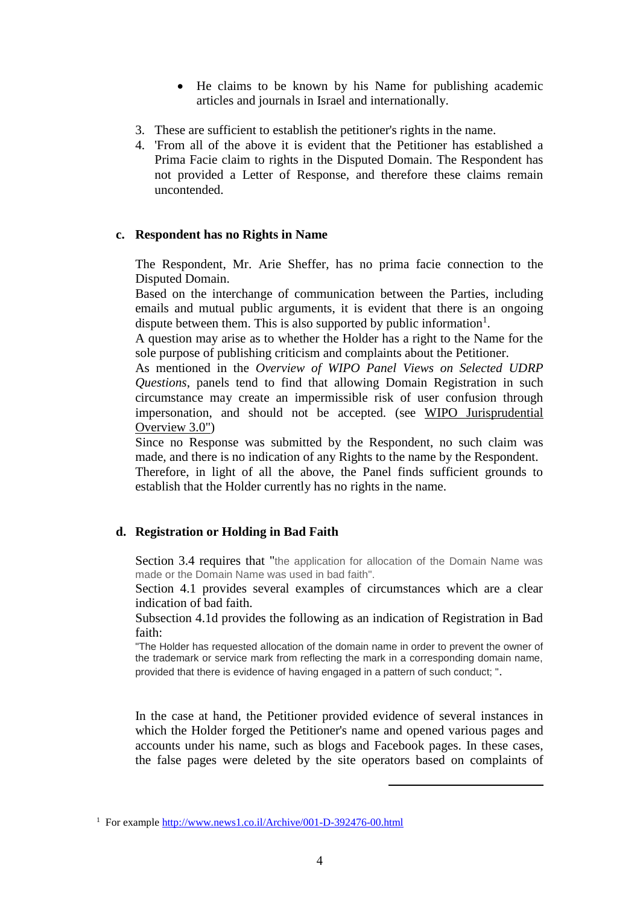- He claims to be known by his Name for publishing academic articles and journals in Israel and internationally.

3. These are sufficient to establish the petitioner's rights in the name.
4. 'From all of the above it is evident that the Petitioner has established a Prima Facie claim to rights in the Disputed Domain. The Respondent has not provided a Letter of Response, and therefore these claims remain uncontended.

### c. Respondent has no Rights in Name

The Respondent, Mr. Arie Sheffer, has no prima facie connection to the Disputed Domain.

Based on the interchange of communication between the Parties, including emails and mutual public arguments, it is evident that there is an ongoing dispute between them. This is also supported by public information[1].

A question may arise as to whether the Holder has a right to the Name for the sole purpose of publishing criticism and complaints about the Petitioner.

As mentioned in the *Overview of WIPO Panel Views on Selected UDRP Questions*, panels tend to find that allowing Domain Registration in such circumstance may create an impermissible risk of user confusion through impersonation, and should not be accepted. (see WIPO Jurisprudential Overview 3.0")

Since no Response was submitted by the Respondent, no such claim was made, and there is no indication of any Rights to the name by the Respondent.

Therefore, in light of all the above, the Panel finds sufficient grounds to establish that the Holder currently has no rights in the name.

### d. Registration or Holding in Bad Faith

Section 3.4 requires that "the application for allocation of the Domain Name was made or the Domain Name was used in bad faith".

Section 4.1 provides several examples of circumstances which are a clear indication of bad faith.

Subsection 4.1d provides the following as an indication of Registration in Bad faith:

"The Holder has requested allocation of the domain name in order to prevent the owner of the trademark or service mark from reflecting the mark in a corresponding domain name, provided that there is evidence of having engaged in a pattern of such conduct; ".

In the case at hand, the Petitioner provided evidence of several instances in which the Holder forged the Petitioner's name and opened various pages and accounts under his name, such as blogs and Facebook pages. In these cases, the false pages were deleted by the site operators based on complaints of

---

[1] For example http://www.news1.co.il/Archive/001-D-392476-00.html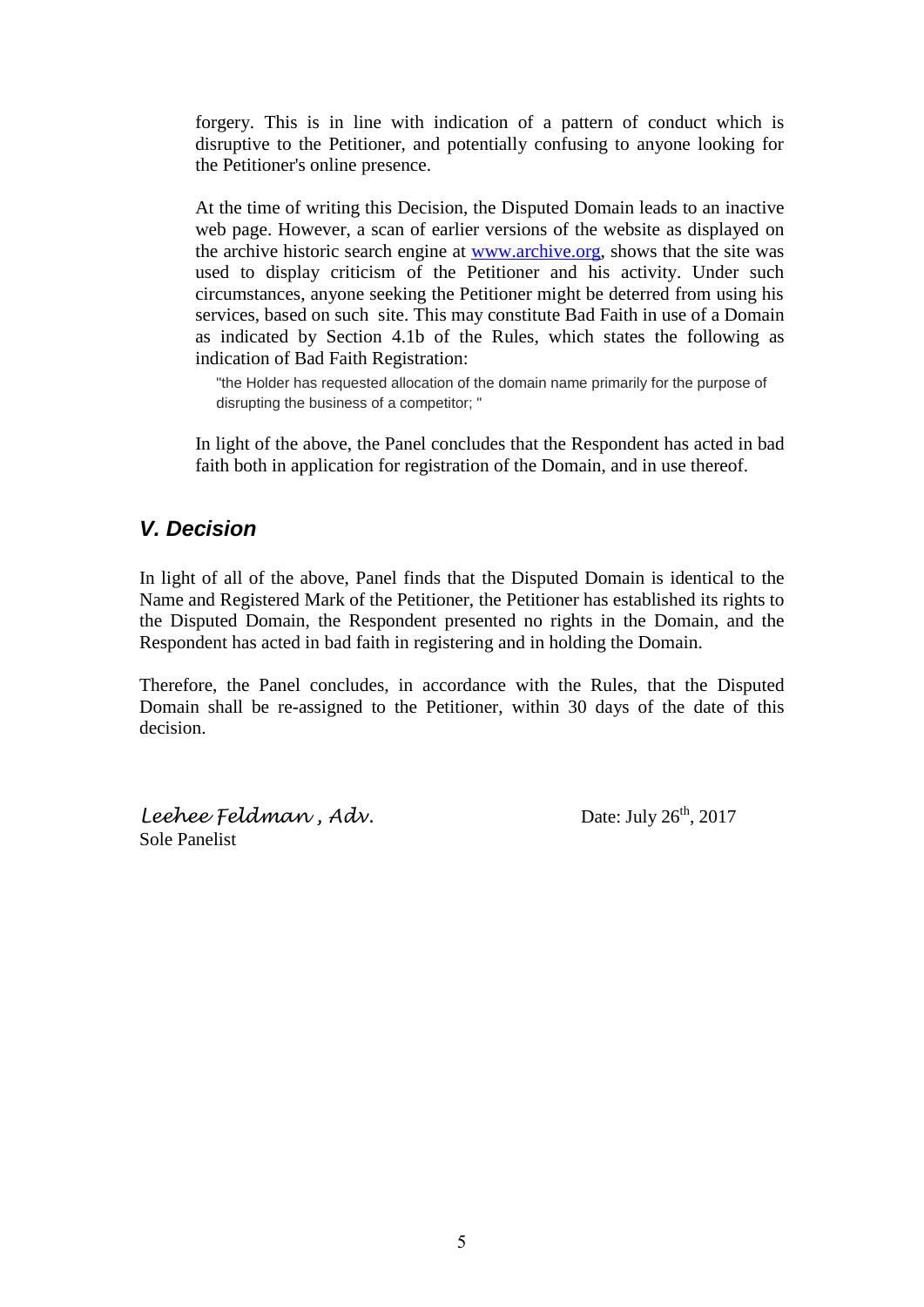forgery. This is in line with indication of a pattern of conduct which is disruptive to the Petitioner, and potentially confusing to anyone looking for the Petitioner's online presence.

At the time of writing this Decision, the Disputed Domain leads to an inactive web page. However, a scan of earlier versions of the website as displayed on the archive historic search engine at [www.archive.org](http://www.archive.org), shows that the site was used to display criticism of the Petitioner and his activity. Under such circumstances, anyone seeking the Petitioner might be deterred from using his services, based on such site. This may constitute Bad Faith in use of a Domain as indicated by Section 4.1b of the Rules, which states the following as indication of Bad Faith Registration:

> "the Holder has requested allocation of the domain name primarily for the purpose of disrupting the business of a competitor; "

In light of the above, the Panel concludes that the Respondent has acted in bad faith both in application for registration of the Domain, and in use thereof.

## V. Decision

In light of all of the above, Panel finds that the Disputed Domain is identical to the Name and Registered Mark of the Petitioner, the Petitioner has established its rights to the Disputed Domain, the Respondent presented no rights in the Domain, and the Respondent has acted in bad faith in registering and in holding the Domain.

Therefore, the Panel concludes, in accordance with the Rules, that the Disputed Domain shall be re-assigned to the Petitioner, within 30 days of the date of this decision.

*Leehee Feldman , Adv.*
Sole Panelist

Date: July 26th, 2017